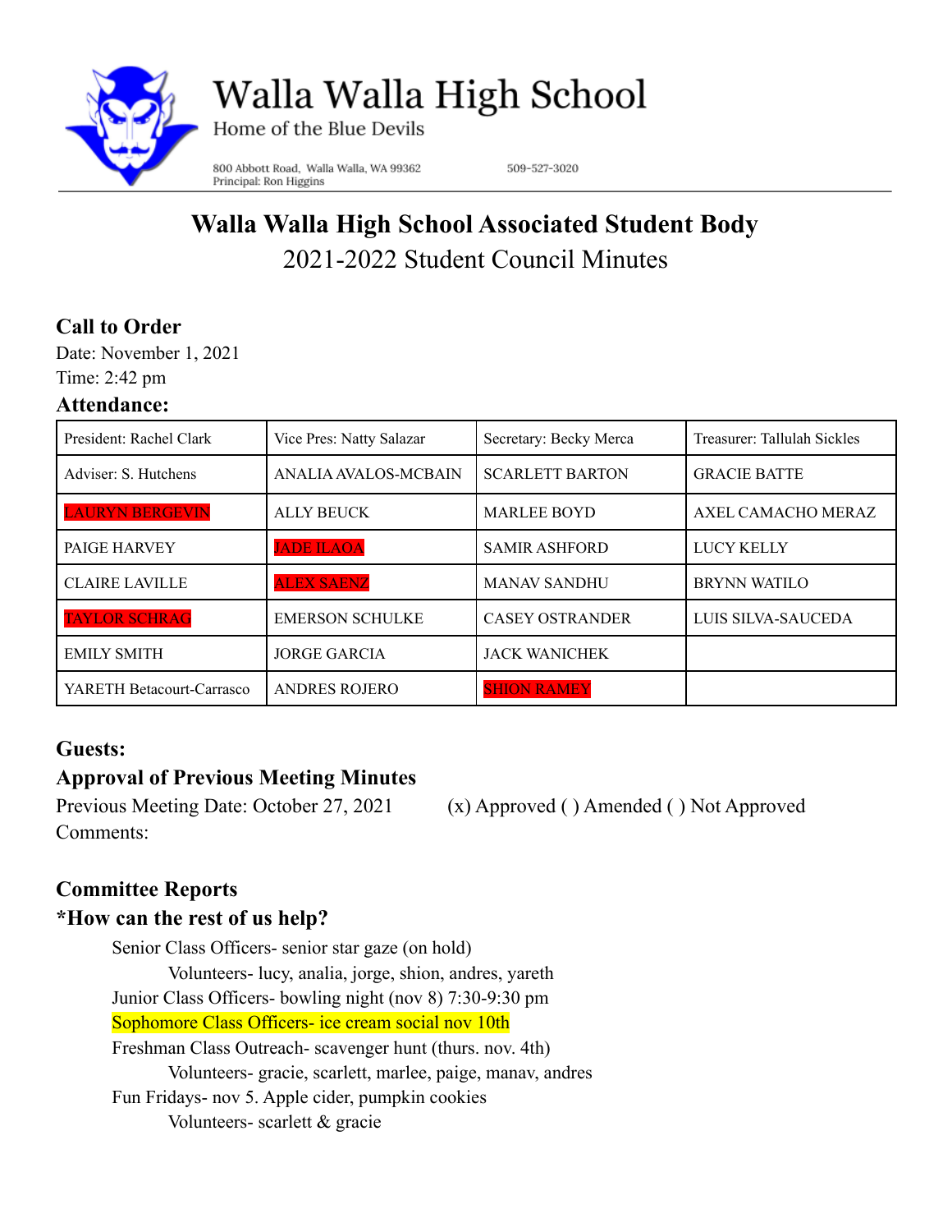# Walla Walla High School

Home of the Blue Devils

800 Abbott Road, Walla Walla, WA 99362
Principal: Ron Higgins

509-527-3020

## Walla Walla High School Associated Student Body

2021-2022 Student Council Minutes

### Call to Order

Date: November 1, 2021
Time: 2:42 pm

### Attendance:

| President: Rachel Clark | Vice Pres: Natty Salazar | Secretary: Becky Merca | Treasurer: Tallulah Sickles |
|---|---|---|---|
| Adviser: S. Hutchens | ANALIA AVALOS-MCBAIN | SCARLETT BARTON | GRACIE BATTE |
| LAURYN BERGEVIN | ALLY BEUCK | MARLEE BOYD | AXEL CAMACHO MERAZ |
| PAIGE HARVEY | JADE ILAOA | SAMIR ASHFORD | LUCY KELLY |
| CLAIRE LAVILLE | ALEX SAENZ | MANAV SANDHU | BRYNN WATILO |
| TAYLOR SCHRAG | EMERSON SCHULKE | CASEY OSTRANDER | LUIS SILVA-SAUCEDA |
| EMILY SMITH | JORGE GARCIA | JACK WANICHEK | |
| YARETH Betacourt-Carrasco | ANDRES ROJERO | SHION RAMEY | |

### Guests:

### Approval of Previous Meeting Minutes

Previous Meeting Date: October 27, 2021 (x) Approved ( ) Amended ( ) Not Approved

Comments:

### Committee Reports

### *How can the rest of us help?

- Senior Class Officers- senior star gaze (on hold)
  - Volunteers- lucy, analia, jorge, shion, andres, yareth
- Junior Class Officers- bowling night (nov 8) 7:30-9:30 pm
- Sophomore Class Officers- ice cream social nov 10th
- Freshman Class Outreach- scavenger hunt (thurs. nov. 4th)
  - Volunteers- gracie, scarlett, marlee, paige, manav, andres
- Fun Fridays- nov 5. Apple cider, pumpkin cookies
  - Volunteers- scarlett & gracie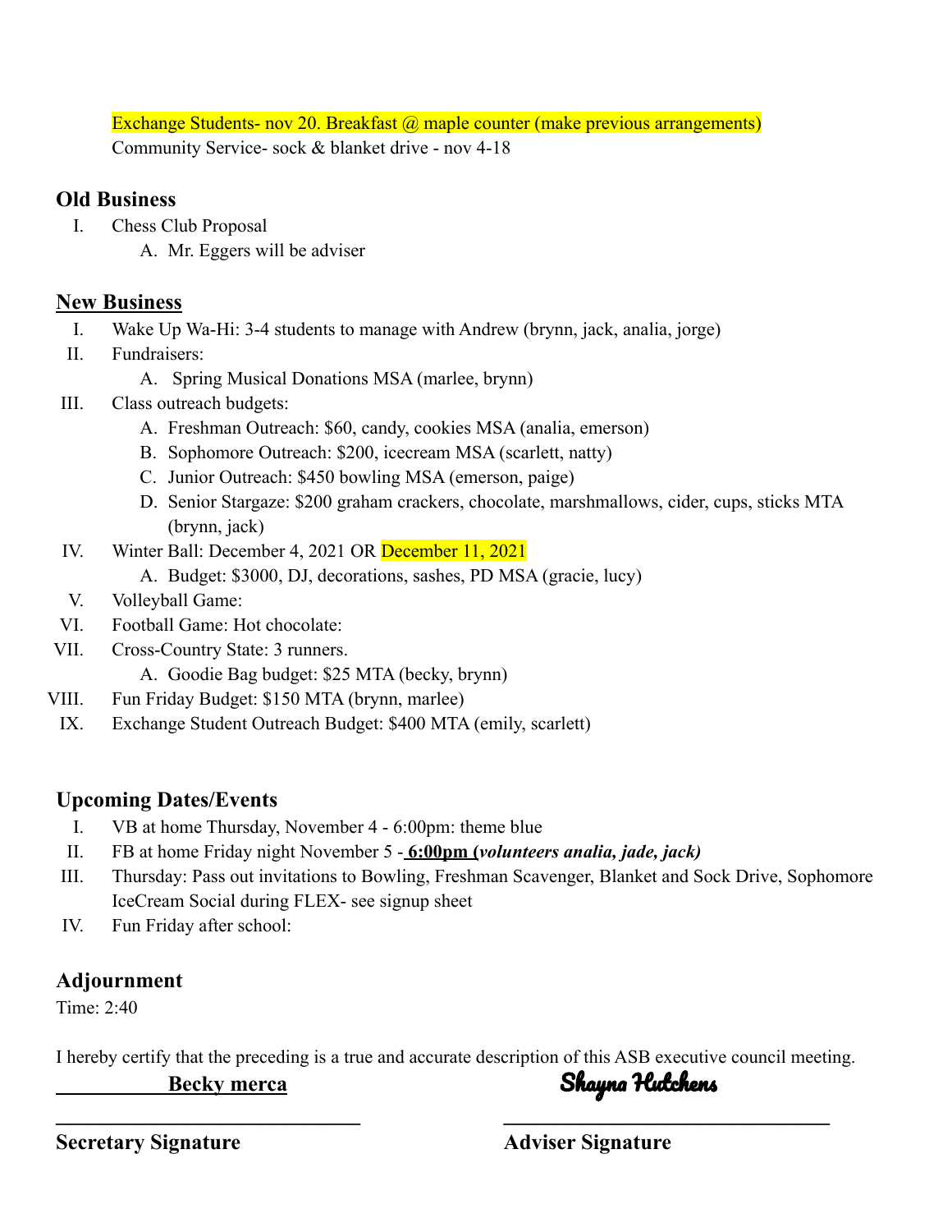Exchange Students- nov 20. Breakfast @ maple counter (make previous arrangements)
Community Service- sock & blanket drive - nov 4-18

## Old Business

I. Chess Club Proposal
   A. Mr. Eggers will be adviser

## New Business

I. Wake Up Wa-Hi: 3-4 students to manage with Andrew (brynn, jack, analia, jorge)
II. Fundraisers:
   A. Spring Musical Donations MSA (marlee, brynn)
III. Class outreach budgets:
   A. Freshman Outreach: $60, candy, cookies MSA (analia, emerson)
   B. Sophomore Outreach: $200, icecream MSA (scarlett, natty)
   C. Junior Outreach: $450 bowling MSA (emerson, paige)
   D. Senior Stargaze: $200 graham crackers, chocolate, marshmallows, cider, cups, sticks MTA (brynn, jack)
IV. Winter Ball: December 4, 2021 OR December 11, 2021
   A. Budget: $3000, DJ, decorations, sashes, PD MSA (gracie, lucy)
V. Volleyball Game:
VI. Football Game: Hot chocolate:
VII. Cross-Country State: 3 runners.
   A. Goodie Bag budget: $25 MTA (becky, brynn)
VIII. Fun Friday Budget: $150 MTA (brynn, marlee)
IX. Exchange Student Outreach Budget: $400 MTA (emily, scarlett)

## Upcoming Dates/Events

I. VB at home Thursday, November 4 - 6:00pm: theme blue
II. FB at home Friday night November 5 - **6:00pm (*volunteers analia, jade, jack)***
III. Thursday: Pass out invitations to Bowling, Freshman Scavenger, Blanket and Sock Drive, Sophomore IceCream Social during FLEX- see signup sheet
IV. Fun Friday after school:

## Adjournment

Time: 2:40

I hereby certify that the preceding is a true and accurate description of this ASB executive council meeting.

**Becky merca** | Shayna Hutchens

**Secretary Signature** | **Adviser Signature**